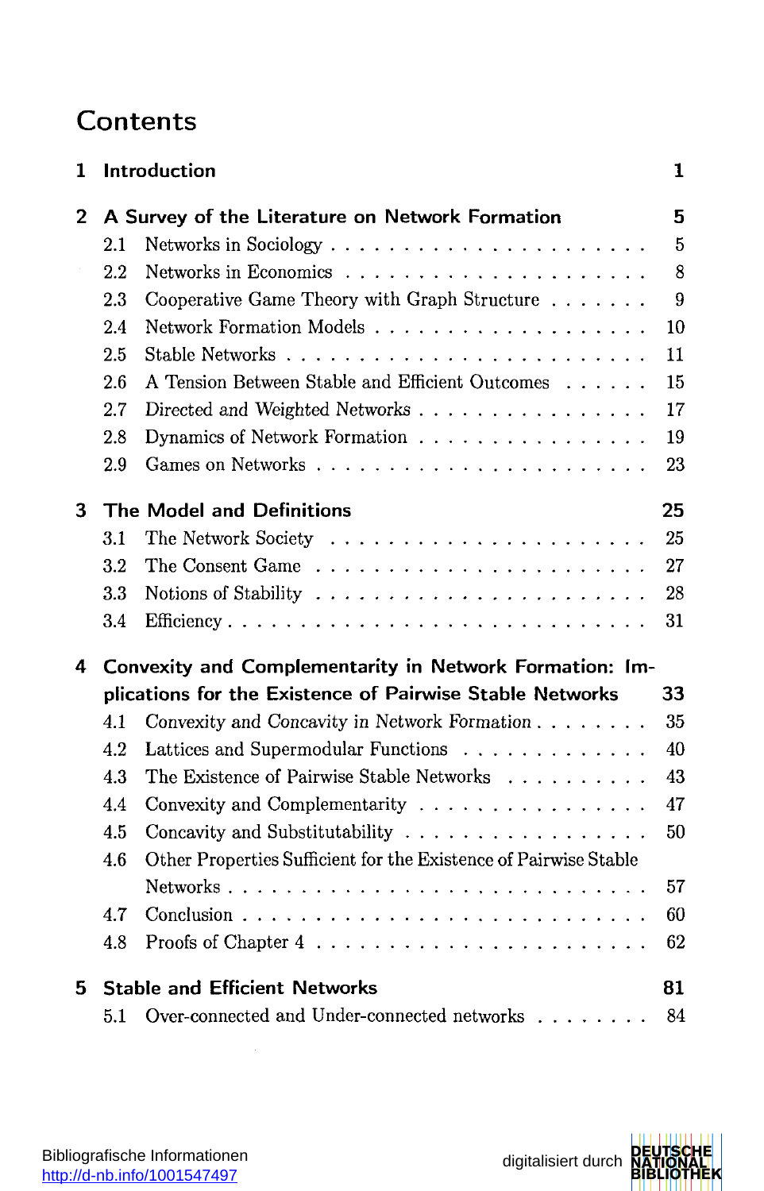# Contents

**1 Introduction** 1

**2 A Survey of the Literature on Network Formation** 5

- 2.1 Networks in Sociology . . . . . . . . . . . . . . . . . . . . . . 5
- 2.2 Networks in Economics . . . . . . . . . . . . . . . . . . . . . 8
- 2.3 Cooperative Game Theory with Graph Structure . . . . . . . 9
- 2.4 Network Formation Models . . . . . . . . . . . . . . . . . . . 10
- 2.5 Stable Networks . . . . . . . . . . . . . . . . . . . . . . . . 11
- 2.6 A Tension Between Stable and Efficient Outcomes . . . . . . 15
- 2.7 Directed and Weighted Networks . . . . . . . . . . . . . . . . 17
- 2.8 Dynamics of Network Formation . . . . . . . . . . . . . . . . 19
- 2.9 Games on Networks . . . . . . . . . . . . . . . . . . . . . . . 23

**3 The Model and Definitions** 25

- 3.1 The Network Society . . . . . . . . . . . . . . . . . . . . . . 25
- 3.2 The Consent Game . . . . . . . . . . . . . . . . . . . . . . . 27
- 3.3 Notions of Stability . . . . . . . . . . . . . . . . . . . . . . . 28
- 3.4 Efficiency . . . . . . . . . . . . . . . . . . . . . . . . . . . . 31

**4 Convexity and Complementarity in Network Formation: Implications for the Existence of Pairwise Stable Networks** 33

- 4.1 Convexity and Concavity in Network Formation . . . . . . . . 35
- 4.2 Lattices and Supermodular Functions . . . . . . . . . . . . . 40
- 4.3 The Existence of Pairwise Stable Networks . . . . . . . . . . 43
- 4.4 Convexity and Complementarity . . . . . . . . . . . . . . . . 47
- 4.5 Concavity and Substitutability . . . . . . . . . . . . . . . . . 50
- 4.6 Other Properties Sufficient for the Existence of Pairwise Stable Networks . . . . . . . . . . . . . . . . . . . . . . . . . . . 57
- 4.7 Conclusion . . . . . . . . . . . . . . . . . . . . . . . . . . . . 60
- 4.8 Proofs of Chapter 4 . . . . . . . . . . . . . . . . . . . . . . . 62

**5 Stable and Efficient Networks** 81

- 5.1 Over-connected and Under-connected networks . . . . . . . . 84

Bibliografische Informationen
http://d-nb.info/1001547497

digitalisiert durch DEUTSCHE NATIONAL BIBLIOTHEK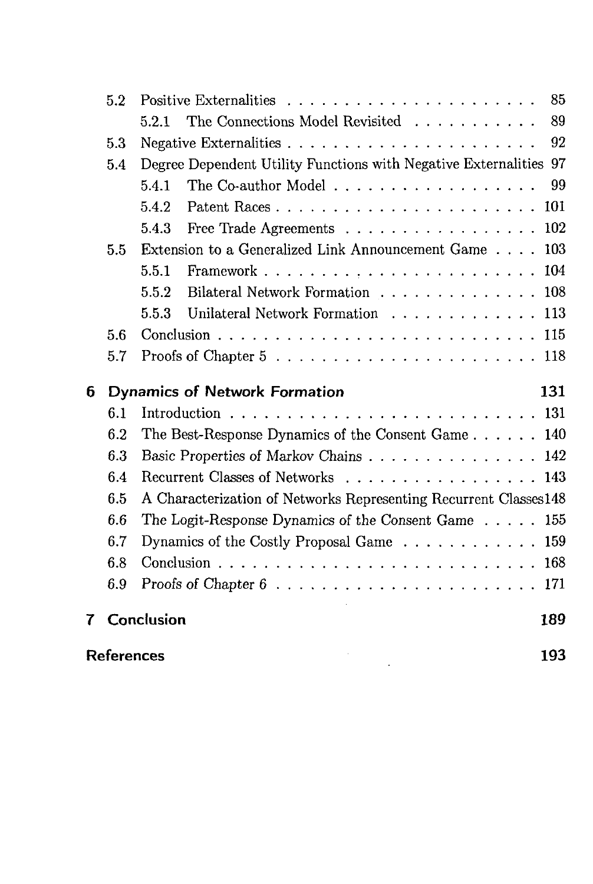5.2 Positive Externalities . . . . . . . . . . . . . . . . . . . . . . 85

5.2.1 The Connections Model Revisited . . . . . . . . . . . 89

5.3 Negative Externalities . . . . . . . . . . . . . . . . . . . . . . . 92

5.4 Degree Dependent Utility Functions with Negative Externalities 97

5.4.1 The Co-author Model . . . . . . . . . . . . . . . . . . 99

5.4.2 Patent Races . . . . . . . . . . . . . . . . . . . . . . . 101

5.4.3 Free Trade Agreements . . . . . . . . . . . . . . . . . 102

5.5 Extension to a Generalized Link Announcement Game . . . . 103

5.5.1 Framework . . . . . . . . . . . . . . . . . . . . . . . . 104

5.5.2 Bilateral Network Formation . . . . . . . . . . . . . . 108

5.5.3 Unilateral Network Formation . . . . . . . . . . . . . 113

5.6 Conclusion . . . . . . . . . . . . . . . . . . . . . . . . . . . . 115

5.7 Proofs of Chapter 5 . . . . . . . . . . . . . . . . . . . . . . . 118

**6 Dynamics of Network Formation** **131**

6.1 Introduction . . . . . . . . . . . . . . . . . . . . . . . . . . . 131

6.2 The Best-Response Dynamics of the Consent Game . . . . . . 140

6.3 Basic Properties of Markov Chains . . . . . . . . . . . . . . . 142

6.4 Recurrent Classes of Networks . . . . . . . . . . . . . . . . . 143

6.5 A Characterization of Networks Representing Recurrent Classes 148

6.6 The Logit-Response Dynamics of the Consent Game . . . . . 155

6.7 Dynamics of the Costly Proposal Game . . . . . . . . . . . . 159

6.8 Conclusion . . . . . . . . . . . . . . . . . . . . . . . . . . . . 168

6.9 Proofs of Chapter 6 . . . . . . . . . . . . . . . . . . . . . . . 171

**7 Conclusion** **189**

**References** **193**